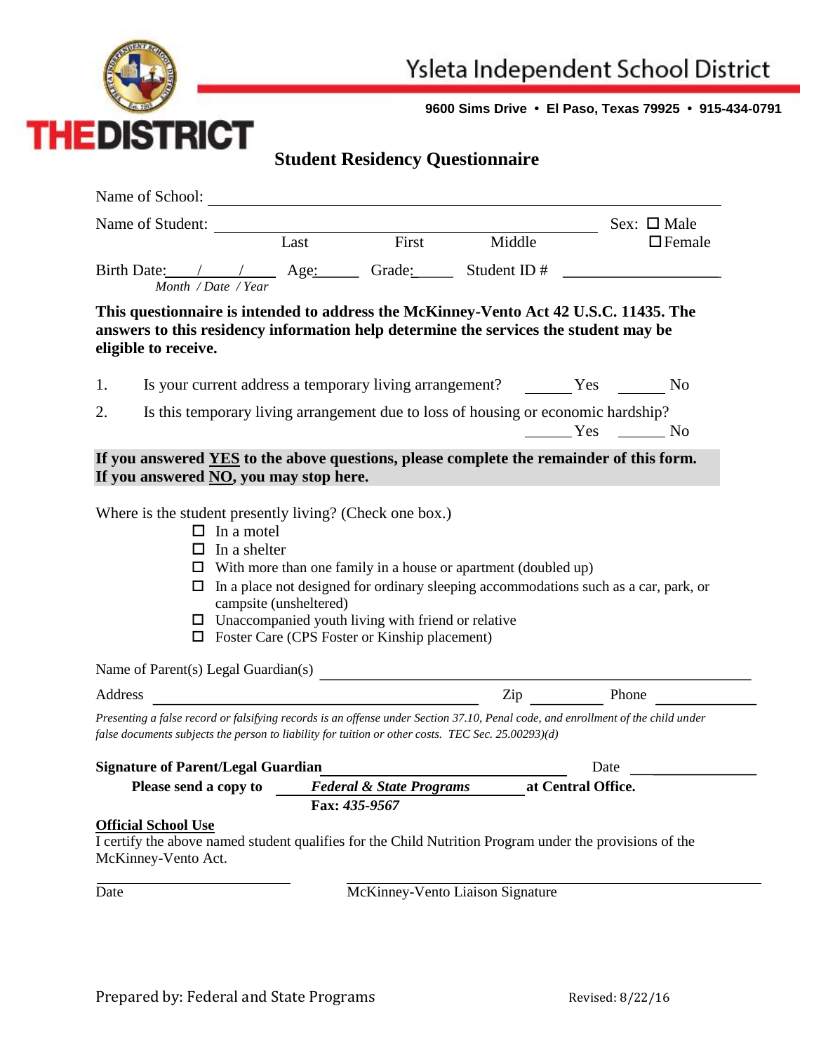Ysleta Independent School District

**9600 Sims Drive • El Paso, Texas 79925 • 915-434-0791**

**THEDISTRICT**

# Student Residency Questionnaire

Name of School: ______________________________________________

Name of Student: ______________________________________________ Sex: ☐ Male ☐ Female
Last First Middle

Birth Date: ____/____/____ Age: ______ Grade: ______ Student ID # ____________________
*Month / Date / Year*

**This questionnaire is intended to address the McKinney-Vento Act 42 U.S.C. 11435. The answers to this residency information help determine the services the student may be eligible to receive.**

1. Is your current address a temporary living arrangement? ______ Yes ______ No
2. Is this temporary living arrangement due to loss of housing or economic hardship? ______ Yes ______ No

**If you answered YES to the above questions, please complete the remainder of this form. If you answered NO, you may stop here.**

Where is the student presently living? (Check one box.)

- ☐ In a motel
- ☐ In a shelter
- ☐ With more than one family in a house or apartment (doubled up)
- ☐ In a place not designed for ordinary sleeping accommodations such as a car, park, or campsite (unsheltered)
- ☐ Unaccompanied youth living with friend or relative
- ☐ Foster Care (CPS Foster or Kinship placement)

Name of Parent(s) Legal Guardian(s) ______________________________________________

Address ______________________________________ Zip __________ Phone ______________

*Presenting a false record or falsifying records is an offense under Section 37.10, Penal code, and enrollment of the child under false documents subjects the person to liability for tuition or other costs. TEC Sec. 25.00293)(d)*

**Signature of Parent/Legal Guardian** ______________________________ Date ______________

**Please send a copy to** ***Federal & State Programs*** **at Central Office.**
**Fax:** ***435-9567***

**Official School Use**

I certify the above named student qualifies for the Child Nutrition Program under the provisions of the McKinney-Vento Act.

______________________ ______________________________________
Date McKinney-Vento Liaison Signature

Prepared by: Federal and State Programs Revised: 8/22/16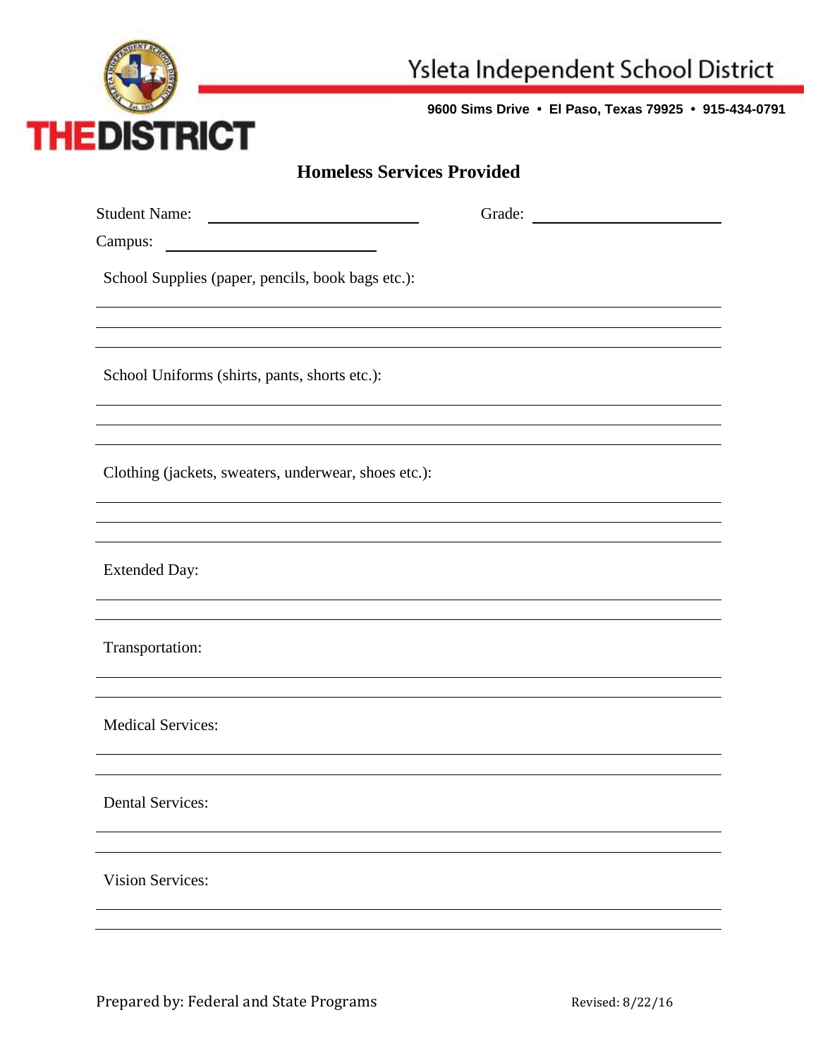Ysleta Independent School District

**THEDISTRICT**

9600 Sims Drive • El Paso, Texas 79925 • 915-434-0791

## Homeless Services Provided

Student Name: ______________________ Grade: ____________________

Campus: ____________________

School Supplies (paper, pencils, book bags etc.):

_______________________________________________

_______________________________________________

_______________________________________________

School Uniforms (shirts, pants, shorts etc.):

_______________________________________________

_______________________________________________

_______________________________________________

Clothing (jackets, sweaters, underwear, shoes etc.):

_______________________________________________

_______________________________________________

_______________________________________________

Extended Day:

_______________________________________________

_______________________________________________

Transportation:

_______________________________________________

_______________________________________________

Medical Services:

_______________________________________________

_______________________________________________

Dental Services:

_______________________________________________

_______________________________________________

Vision Services:

_______________________________________________

_______________________________________________

Prepared by: Federal and State Programs

Revised: 8/22/16